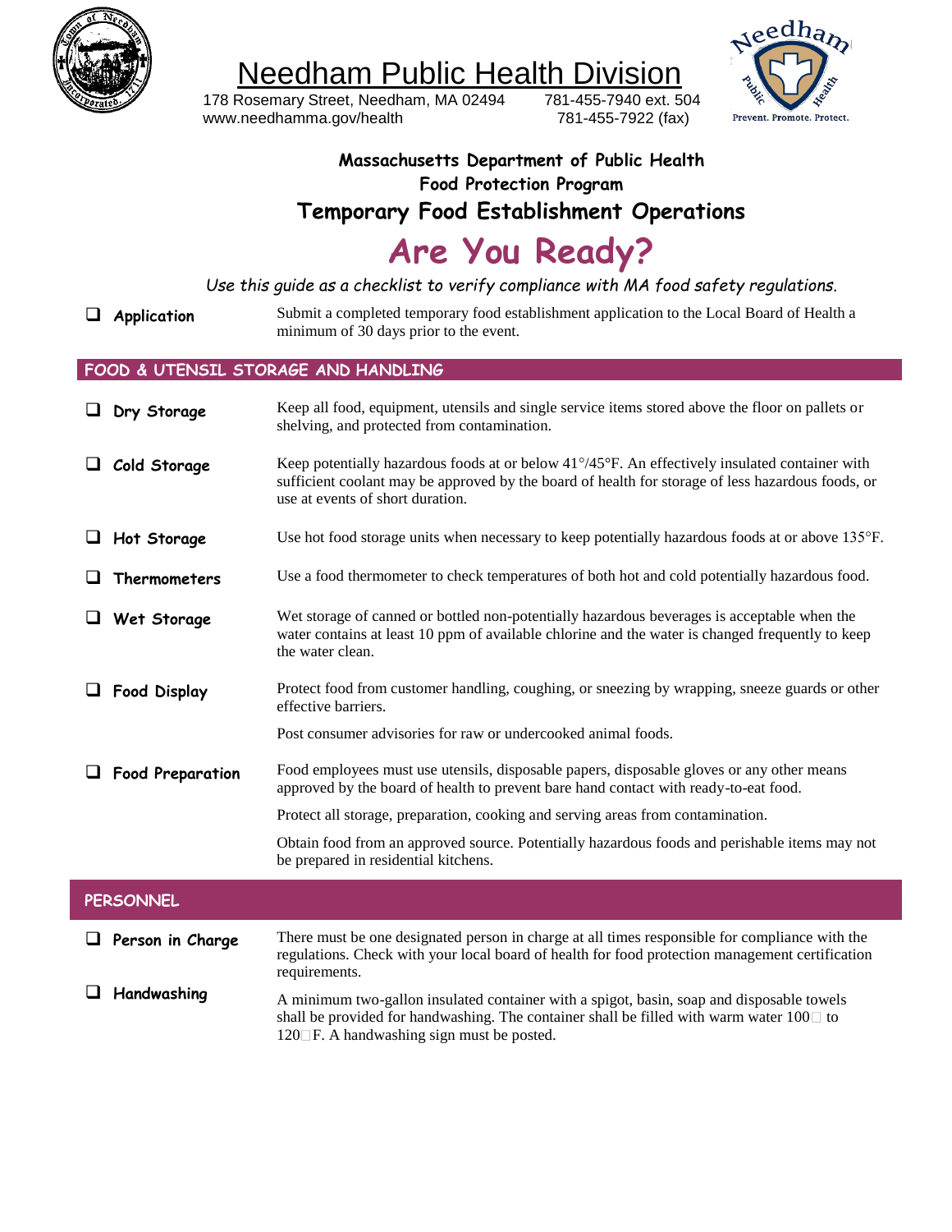# Needham Public Health Division

178 Rosemary Street, Needham, MA 02494 | 781-455-7940 ext. 504
www.needhamma.gov/health | 781-455-7922 (fax)

Prevent. Promote. Protect.

**Massachusetts Department of Public Health**
**Food Protection Program**

## Temporary Food Establishment Operations

# Are You Ready?

*Use this guide as a checklist to verify compliance with MA food safety regulations.*

- ❑ **Application** — Submit a completed temporary food establishment application to the Local Board of Health a minimum of 30 days prior to the event.

## FOOD & UTENSIL STORAGE AND HANDLING

- ❑ **Dry Storage** — Keep all food, equipment, utensils and single service items stored above the floor on pallets or shelving, and protected from contamination.

- ❑ **Cold Storage** — Keep potentially hazardous foods at or below 41°/45°F. An effectively insulated container with sufficient coolant may be approved by the board of health for storage of less hazardous foods, or use at events of short duration.

- ❑ **Hot Storage** — Use hot food storage units when necessary to keep potentially hazardous foods at or above 135°F.

- ❑ **Thermometers** — Use a food thermometer to check temperatures of both hot and cold potentially hazardous food.

- ❑ **Wet Storage** — Wet storage of canned or bottled non-potentially hazardous beverages is acceptable when the water contains at least 10 ppm of available chlorine and the water is changed frequently to keep the water clean.

- ❑ **Food Display** — Protect food from customer handling, coughing, or sneezing by wrapping, sneeze guards or other effective barriers.

  Post consumer advisories for raw or undercooked animal foods.

- ❑ **Food Preparation** — Food employees must use utensils, disposable papers, disposable gloves or any other means approved by the board of health to prevent bare hand contact with ready-to-eat food.

  Protect all storage, preparation, cooking and serving areas from contamination.

  Obtain food from an approved source. Potentially hazardous foods and perishable items may not be prepared in residential kitchens.

## PERSONNEL

- ❑ **Person in Charge** — There must be one designated person in charge at all times responsible for compliance with the regulations. Check with your local board of health for food protection management certification requirements.

- ❑ **Handwashing** — A minimum two-gallon insulated container with a spigot, basin, soap and disposable towels shall be provided for handwashing. The container shall be filled with warm water 100° to 120°F. A handwashing sign must be posted.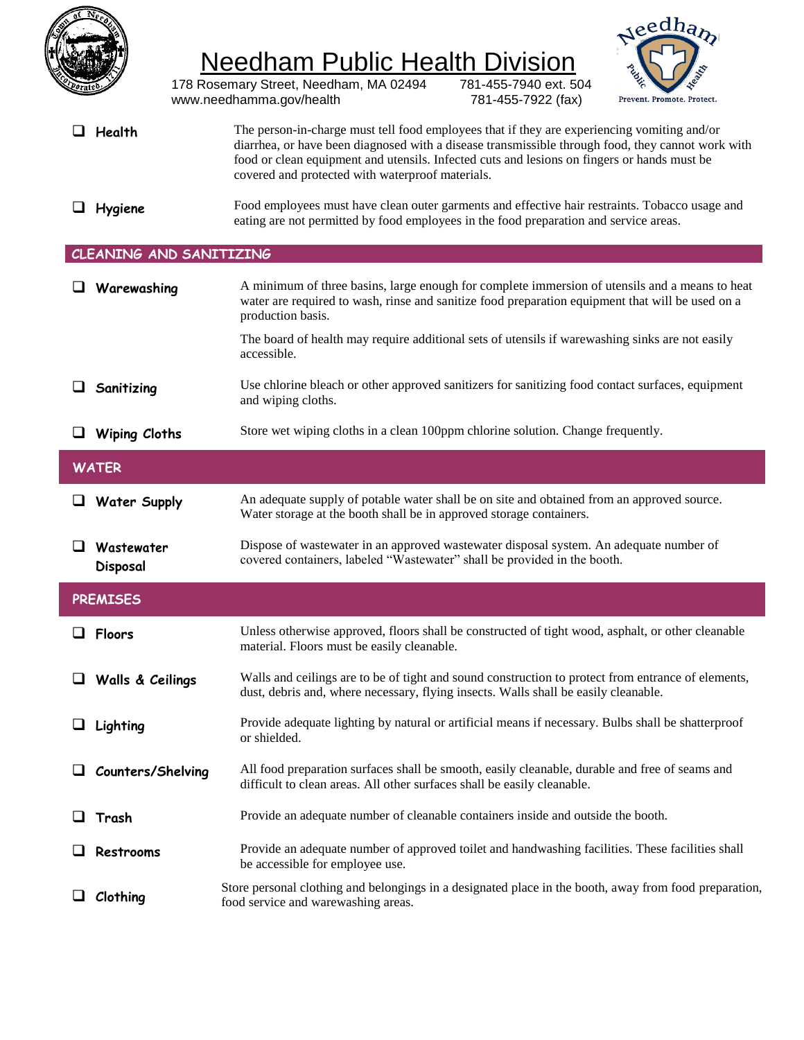# Needham Public Health Division

178 Rosemary Street, Needham, MA 02494 781-455-7940 ext. 504
www.needhamma.gov/health 781-455-7922 (fax)

Prevent. Promote. Protect.

- ❑ **Health** — The person-in-charge must tell food employees that if they are experiencing vomiting and/or diarrhea, or have been diagnosed with a disease transmissible through food, they cannot work with food or clean equipment and utensils. Infected cuts and lesions on fingers or hands must be covered and protected with waterproof materials.
- ❑ **Hygiene** — Food employees must have clean outer garments and effective hair restraints. Tobacco usage and eating are not permitted by food employees in the food preparation and service areas.

## CLEANING AND SANITIZING

- ❑ **Warewashing** — A minimum of three basins, large enough for complete immersion of utensils and a means to heat water are required to wash, rinse and sanitize food preparation equipment that will be used on a production basis.

  The board of health may require additional sets of utensils if warewashing sinks are not easily accessible.
- ❑ **Sanitizing** — Use chlorine bleach or other approved sanitizers for sanitizing food contact surfaces, equipment and wiping cloths.
- ❑ **Wiping Cloths** — Store wet wiping cloths in a clean 100ppm chlorine solution. Change frequently.

## WATER

- ❑ **Water Supply** — An adequate supply of potable water shall be on site and obtained from an approved source. Water storage at the booth shall be in approved storage containers.
- ❑ **Wastewater Disposal** — Dispose of wastewater in an approved wastewater disposal system. An adequate number of covered containers, labeled "Wastewater" shall be provided in the booth.

## PREMISES

- ❑ **Floors** — Unless otherwise approved, floors shall be constructed of tight wood, asphalt, or other cleanable material. Floors must be easily cleanable.
- ❑ **Walls & Ceilings** — Walls and ceilings are to be of tight and sound construction to protect from entrance of elements, dust, debris and, where necessary, flying insects. Walls shall be easily cleanable.
- ❑ **Lighting** — Provide adequate lighting by natural or artificial means if necessary. Bulbs shall be shatterproof or shielded.
- ❑ **Counters/Shelving** — All food preparation surfaces shall be smooth, easily cleanable, durable and free of seams and difficult to clean areas. All other surfaces shall be easily cleanable.
- ❑ **Trash** — Provide an adequate number of cleanable containers inside and outside the booth.
- ❑ **Restrooms** — Provide an adequate number of approved toilet and handwashing facilities. These facilities shall be accessible for employee use.
- ❑ **Clothing** — Store personal clothing and belongings in a designated place in the booth, away from food preparation, food service and warewashing areas.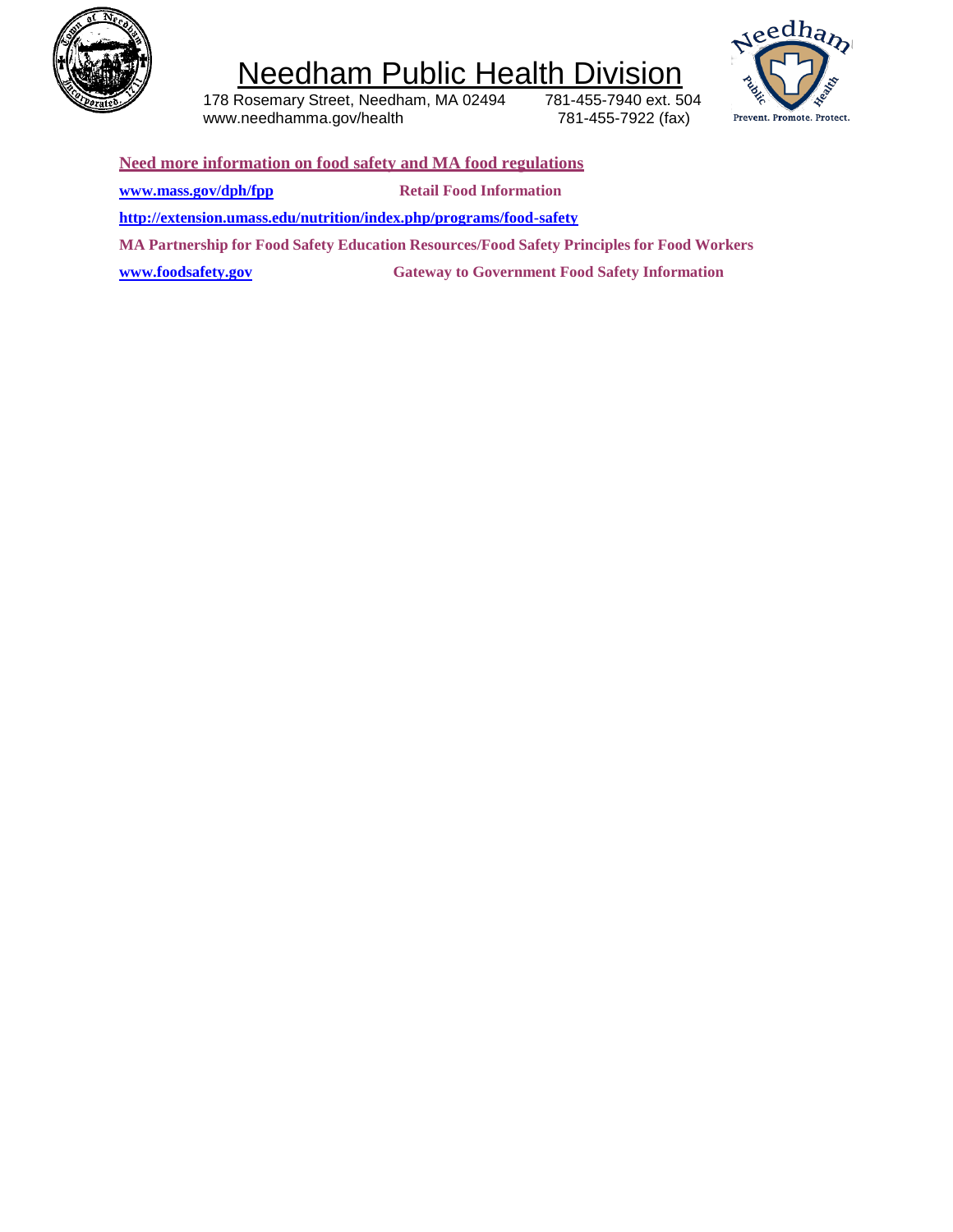# Needham Public Health Division

178 Rosemary Street, Needham, MA 02494 781-455-7940 ext. 504
www.needhamma.gov/health 781-455-7922 (fax)

Prevent. Promote. Protect.

**Need more information on food safety and MA food regulations**

**www.mass.gov/dph/fpp** **Retail Food Information**

**http://extension.umass.edu/nutrition/index.php/programs/food-safety**

**MA Partnership for Food Safety Education Resources/Food Safety Principles for Food Workers**

**www.foodsafety.gov** **Gateway to Government Food Safety Information**